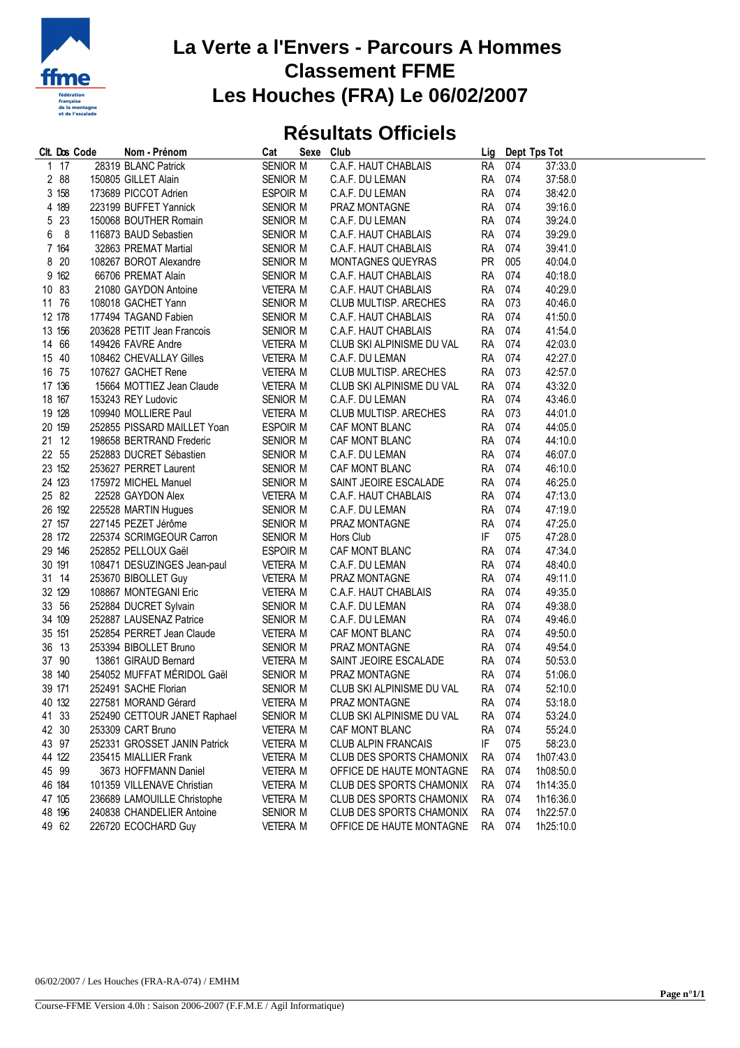# La Verte a l'Envers - Parcours A Hommes
# Classement FFME
# Les Houches (FRA) Le 06/02/2007

## Résultats Officiels

| Clt. | Dos | Code | Nom - Prénom | Cat | Sexe | Club | Lig | Dept | Tps Tot |
|---|---|---|---|---|---|---|---|---|---|
| 1 | 17 | 28319 | BLANC Patrick | SENIOR | M | C.A.F. HAUT CHABLAIS | RA | 074 | 37:33.0 |
| 2 | 88 | 150805 | GILLET Alain | SENIOR | M | C.A.F. DU LEMAN | RA | 074 | 37:58.0 |
| 3 | 158 | 173689 | PICCOT Adrien | ESPOIR | M | C.A.F. DU LEMAN | RA | 074 | 38:42.0 |
| 4 | 189 | 223199 | BUFFET Yannick | SENIOR | M | PRAZ MONTAGNE | RA | 074 | 39:16.0 |
| 5 | 23 | 150068 | BOUTHER Romain | SENIOR | M | C.A.F. DU LEMAN | RA | 074 | 39:24.0 |
| 6 | 8 | 116873 | BAUD Sebastien | SENIOR | M | C.A.F. HAUT CHABLAIS | RA | 074 | 39:29.0 |
| 7 | 164 | 32863 | PREMAT Martial | SENIOR | M | C.A.F. HAUT CHABLAIS | RA | 074 | 39:41.0 |
| 8 | 20 | 108267 | BOROT Alexandre | SENIOR | M | MONTAGNES QUEYRAS | PR | 005 | 40:04.0 |
| 9 | 162 | 66706 | PREMAT Alain | SENIOR | M | C.A.F. HAUT CHABLAIS | RA | 074 | 40:18.0 |
| 10 | 83 | 21080 | GAYDON Antoine | VETERA | M | C.A.F. HAUT CHABLAIS | RA | 074 | 40:29.0 |
| 11 | 76 | 108018 | GACHET Yann | SENIOR | M | CLUB MULTISP. ARECHES | RA | 073 | 40:46.0 |
| 12 | 178 | 177494 | TAGAND Fabien | SENIOR | M | C.A.F. HAUT CHABLAIS | RA | 074 | 41:50.0 |
| 13 | 156 | 203628 | PETIT Jean Francois | SENIOR | M | C.A.F. HAUT CHABLAIS | RA | 074 | 41:54.0 |
| 14 | 66 | 149426 | FAVRE Andre | VETERA | M | CLUB SKI ALPINISME DU VAL | RA | 074 | 42:03.0 |
| 15 | 40 | 108462 | CHEVALLAY Gilles | VETERA | M | C.A.F. DU LEMAN | RA | 074 | 42:27.0 |
| 16 | 75 | 107627 | GACHET Rene | VETERA | M | CLUB MULTISP. ARECHES | RA | 073 | 42:57.0 |
| 17 | 136 | 15664 | MOTTIEZ Jean Claude | VETERA | M | CLUB SKI ALPINISME DU VAL | RA | 074 | 43:32.0 |
| 18 | 167 | 153243 | REY Ludovic | SENIOR | M | C.A.F. DU LEMAN | RA | 074 | 43:46.0 |
| 19 | 128 | 109940 | MOLLIERE Paul | VETERA | M | CLUB MULTISP. ARECHES | RA | 073 | 44:01.0 |
| 20 | 159 | 252855 | PISSARD MAILLET Yoan | ESPOIR | M | CAF MONT BLANC | RA | 074 | 44:05.0 |
| 21 | 12 | 198658 | BERTRAND Frederic | SENIOR | M | CAF MONT BLANC | RA | 074 | 44:10.0 |
| 22 | 55 | 252883 | DUCRET Sébastien | SENIOR | M | C.A.F. DU LEMAN | RA | 074 | 46:07.0 |
| 23 | 152 | 253627 | PERRET Laurent | SENIOR | M | CAF MONT BLANC | RA | 074 | 46:10.0 |
| 24 | 123 | 175972 | MICHEL Manuel | SENIOR | M | SAINT JEOIRE ESCALADE | RA | 074 | 46:25.0 |
| 25 | 82 | 22528 | GAYDON Alex | VETERA | M | C.A.F. HAUT CHABLAIS | RA | 074 | 47:13.0 |
| 26 | 192 | 225528 | MARTIN Hugues | SENIOR | M | C.A.F. DU LEMAN | RA | 074 | 47:19.0 |
| 27 | 157 | 227145 | PEZET Jérôme | SENIOR | M | PRAZ MONTAGNE | RA | 074 | 47:25.0 |
| 28 | 172 | 225374 | SCRIMGEOUR Carron | SENIOR | M | Hors Club | IF | 075 | 47:28.0 |
| 29 | 146 | 252852 | PELLOUX Gaël | ESPOIR | M | CAF MONT BLANC | RA | 074 | 47:34.0 |
| 30 | 191 | 108471 | DESUZINGES Jean-paul | VETERA | M | C.A.F. DU LEMAN | RA | 074 | 48:40.0 |
| 31 | 14 | 253670 | BIBOLLET Guy | VETERA | M | PRAZ MONTAGNE | RA | 074 | 49:11.0 |
| 32 | 129 | 108867 | MONTEGANI Eric | VETERA | M | C.A.F. HAUT CHABLAIS | RA | 074 | 49:35.0 |
| 33 | 56 | 252884 | DUCRET Sylvain | SENIOR | M | C.A.F. DU LEMAN | RA | 074 | 49:38.0 |
| 34 | 109 | 252887 | LAUSENAZ Patrice | SENIOR | M | C.A.F. DU LEMAN | RA | 074 | 49:46.0 |
| 35 | 151 | 252854 | PERRET Jean Claude | VETERA | M | CAF MONT BLANC | RA | 074 | 49:50.0 |
| 36 | 13 | 253394 | BIBOLLET Bruno | SENIOR | M | PRAZ MONTAGNE | RA | 074 | 49:54.0 |
| 37 | 90 | 13861 | GIRAUD Bernard | VETERA | M | SAINT JEOIRE ESCALADE | RA | 074 | 50:53.0 |
| 38 | 140 | 254052 | MUFFAT MÉRIDOL Gaël | SENIOR | M | PRAZ MONTAGNE | RA | 074 | 51:06.0 |
| 39 | 171 | 252491 | SACHE Florian | SENIOR | M | CLUB SKI ALPINISME DU VAL | RA | 074 | 52:10.0 |
| 40 | 132 | 227581 | MORAND Gérard | VETERA | M | PRAZ MONTAGNE | RA | 074 | 53:18.0 |
| 41 | 33 | 252490 | CETTOUR JANET Raphael | SENIOR | M | CLUB SKI ALPINISME DU VAL | RA | 074 | 53:24.0 |
| 42 | 30 | 253309 | CART Bruno | VETERA | M | CAF MONT BLANC | RA | 074 | 55:24.0 |
| 43 | 97 | 252331 | GROSSET JANIN Patrick | VETERA | M | CLUB ALPIN FRANCAIS | IF | 075 | 58:23.0 |
| 44 | 122 | 235415 | MIALLIER Frank | VETERA | M | CLUB DES SPORTS CHAMONIX | RA | 074 | 1h07:43.0 |
| 45 | 99 | 3673 | HOFFMANN Daniel | VETERA | M | OFFICE DE HAUTE MONTAGNE | RA | 074 | 1h08:50.0 |
| 46 | 184 | 101359 | VILLENAVE Christian | VETERA | M | CLUB DES SPORTS CHAMONIX | RA | 074 | 1h14:35.0 |
| 47 | 105 | 236689 | LAMOUILLE Christophe | VETERA | M | CLUB DES SPORTS CHAMONIX | RA | 074 | 1h16:36.0 |
| 48 | 196 | 240838 | CHANDELIER Antoine | SENIOR | M | CLUB DES SPORTS CHAMONIX | RA | 074 | 1h22:57.0 |
| 49 | 62 | 226720 | ECOCHARD Guy | VETERA | M | OFFICE DE HAUTE MONTAGNE | RA | 074 | 1h25:10.0 |

06/02/2007 / Les Houches (FRA-RA-074) / EMHM

Course-FFME Version 4.0h : Saison 2006-2007 (F.F.M.E / Agil Informatique)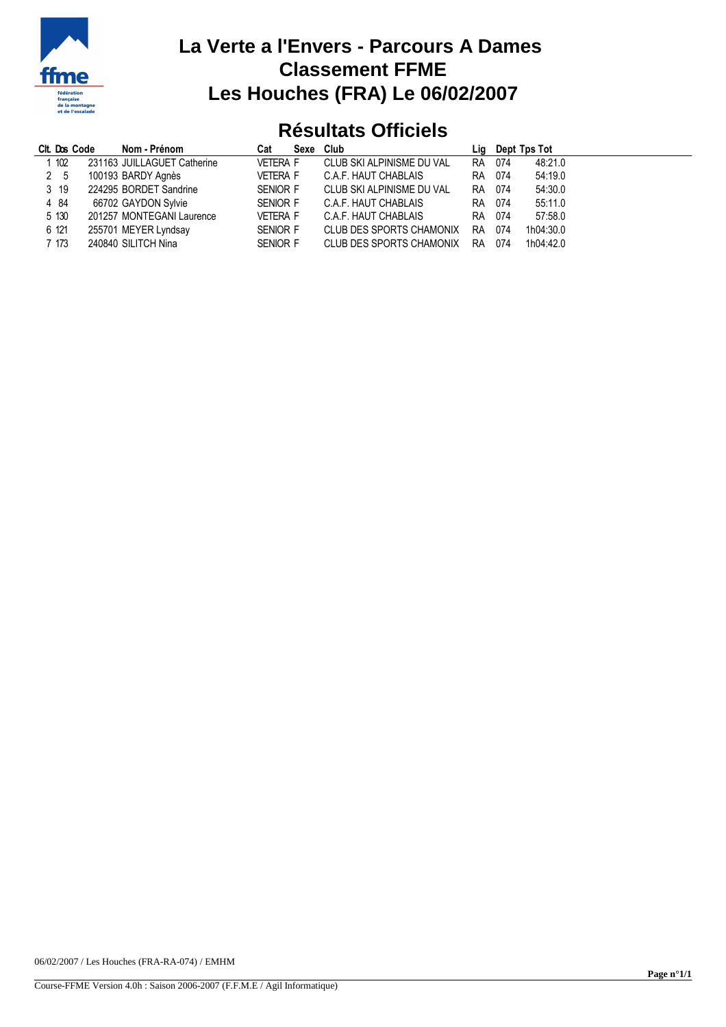# La Verte a l'Envers - Parcours A Dames
# Classement FFME
# Les Houches (FRA) Le 06/02/2007

## Résultats Officiels

| Clt. | Dos | Code | Nom - Prénom | Cat | Sexe | Club | Lig | Dept | Tps Tot |
|---|---|---|---|---|---|---|---|---|---|
| 1 | 102 | 231163 | JUILLAGUET Catherine | VETERA | F | CLUB SKI ALPINISME DU VAL | RA | 074 | 48:21.0 |
| 2 | 5 | 100193 | BARDY Agnès | VETERA | F | C.A.F. HAUT CHABLAIS | RA | 074 | 54:19.0 |
| 3 | 19 | 224295 | BORDET Sandrine | SENIOR | F | CLUB SKI ALPINISME DU VAL | RA | 074 | 54:30.0 |
| 4 | 84 | 66702 | GAYDON Sylvie | SENIOR | F | C.A.F. HAUT CHABLAIS | RA | 074 | 55:11.0 |
| 5 | 130 | 201257 | MONTEGANI Laurence | VETERA | F | C.A.F. HAUT CHABLAIS | RA | 074 | 57:58.0 |
| 6 | 121 | 255701 | MEYER Lyndsay | SENIOR | F | CLUB DES SPORTS CHAMONIX | RA | 074 | 1h04:30.0 |
| 7 | 173 | 240840 | SILITCH Nina | SENIOR | F | CLUB DES SPORTS CHAMONIX | RA | 074 | 1h04:42.0 |

06/02/2007 / Les Houches (FRA-RA-074) / EMHM

Course-FFME Version 4.0h : Saison 2006-2007 (F.F.M.E / Agil Informatique)